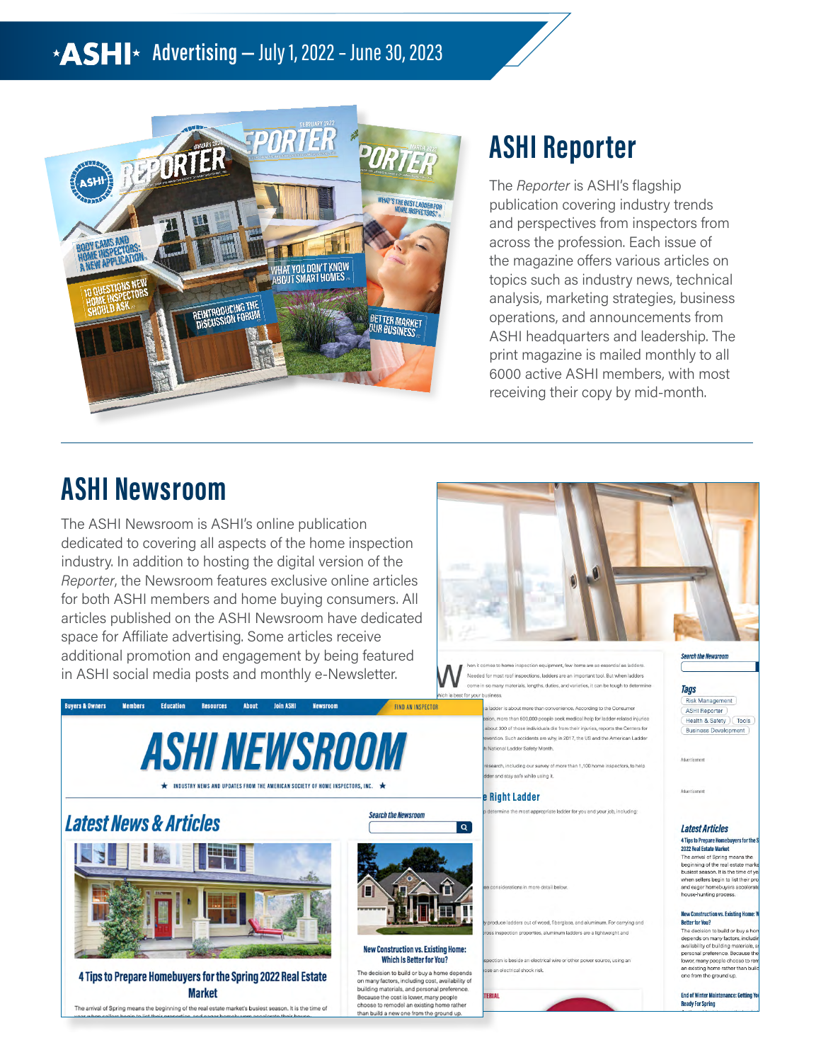# ASHI Advertising — July 1, 2022 - June 30, 2023

## ASHI Reporter

The *Reporter* is ASHI's flagship publication covering industry trends and perspectives from inspectors from across the profession. Each issue of the magazine offers various articles on topics such as industry news, technical analysis, marketing strategies, business operations, and announcements from ASHI headquarters and leadership. The print magazine is mailed monthly to all 6000 active ASHI members, with most receiving their copy by mid-month.

## ASHI Newsroom

The ASHI Newsroom is ASHI's online publication dedicated to covering all aspects of the home inspection industry. In addition to hosting the digital version of the *Reporter*, the Newsroom features exclusive online articles for both ASHI members and home buying consumers. All articles published on the ASHI Newsroom have dedicated space for Affiliate advertising. Some articles receive additional promotion and engagement by being featured in ASHI social media posts and monthly e-Newsletter.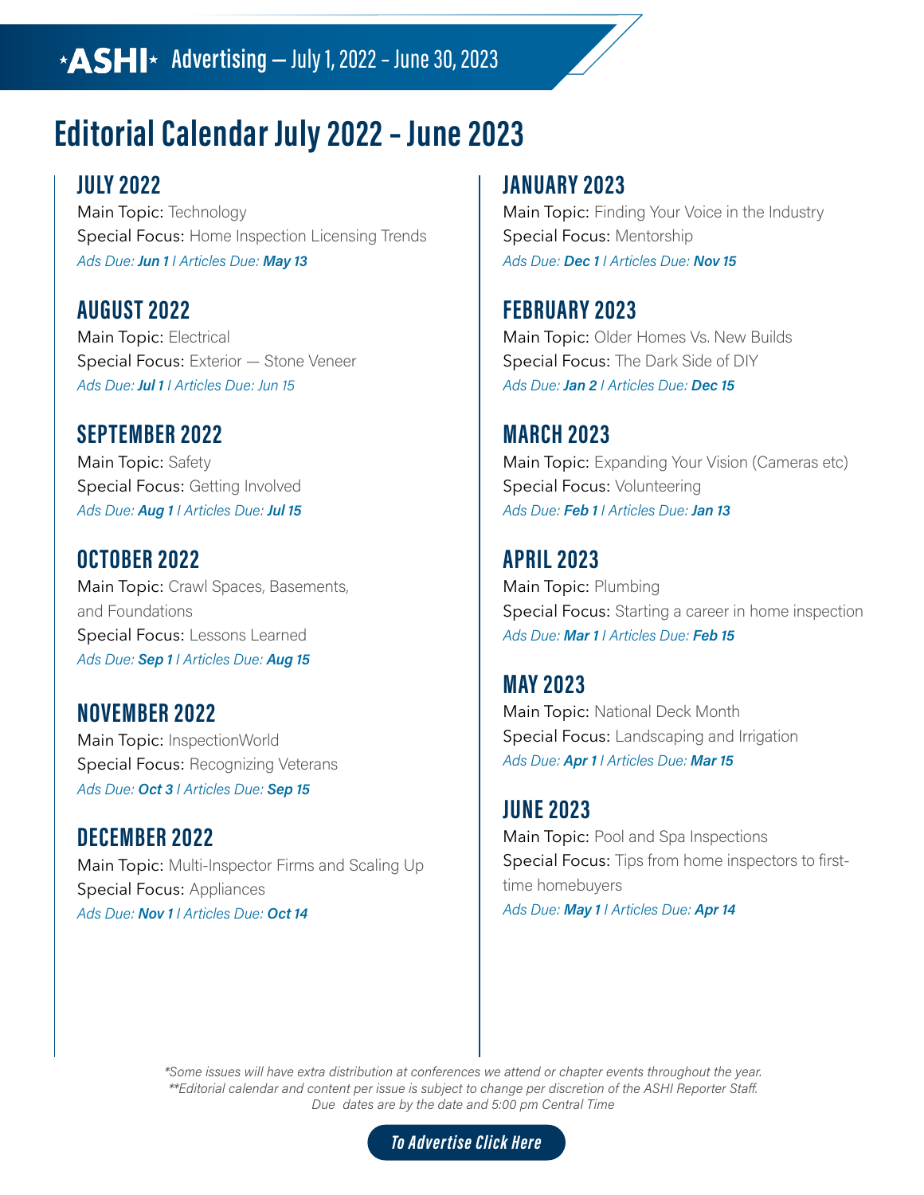# ★ASHI★ Advertising — July 1, 2022 – June 30, 2023

## Editorial Calendar July 2022 – June 2023

### JULY 2022

Main Topic: Technology
Special Focus: Home Inspection Licensing Trends
*Ads Due: **Jun 1** | Articles Due: **May 13***

### AUGUST 2022

Main Topic: Electrical
Special Focus: Exterior — Stone Veneer
*Ads Due: **Jul 1** | Articles Due: Jun 15*

### SEPTEMBER 2022

Main Topic: Safety
Special Focus: Getting Involved
*Ads Due: **Aug 1** | Articles Due: **Jul 15***

### OCTOBER 2022

Main Topic: Crawl Spaces, Basements, and Foundations
Special Focus: Lessons Learned
*Ads Due: **Sep 1** | Articles Due: **Aug 15***

### NOVEMBER 2022

Main Topic: InspectionWorld
Special Focus: Recognizing Veterans
*Ads Due: **Oct 3** | Articles Due: **Sep 15***

### DECEMBER 2022

Main Topic: Multi-Inspector Firms and Scaling Up
Special Focus: Appliances
*Ads Due: **Nov 1** | Articles Due: **Oct 14***

### JANUARY 2023

Main Topic: Finding Your Voice in the Industry
Special Focus: Mentorship
*Ads Due: **Dec 1** | Articles Due: **Nov 15***

### FEBRUARY 2023

Main Topic: Older Homes Vs. New Builds
Special Focus: The Dark Side of DIY
*Ads Due: **Jan 2** | Articles Due: **Dec 15***

### MARCH 2023

Main Topic: Expanding Your Vision (Cameras etc)
Special Focus: Volunteering
*Ads Due: **Feb 1** | Articles Due: **Jan 13***

### APRIL 2023

Main Topic: Plumbing
Special Focus: Starting a career in home inspection
*Ads Due: **Mar 1** | Articles Due: **Feb 15***

### MAY 2023

Main Topic: National Deck Month
Special Focus: Landscaping and Irrigation
*Ads Due: **Apr 1** | Articles Due: **Mar 15***

### JUNE 2023

Main Topic: Pool and Spa Inspections
Special Focus: Tips from home inspectors to first-time homebuyers
*Ads Due: **May 1** | Articles Due: **Apr 14***

*\*Some issues will have extra distribution at conferences we attend or chapter events throughout the year.*
*\*\*Editorial calendar and content per issue is subject to change per discretion of the ASHI Reporter Staff.*
*Due dates are by the date and 5:00 pm Central Time*

**To Advertise Click Here**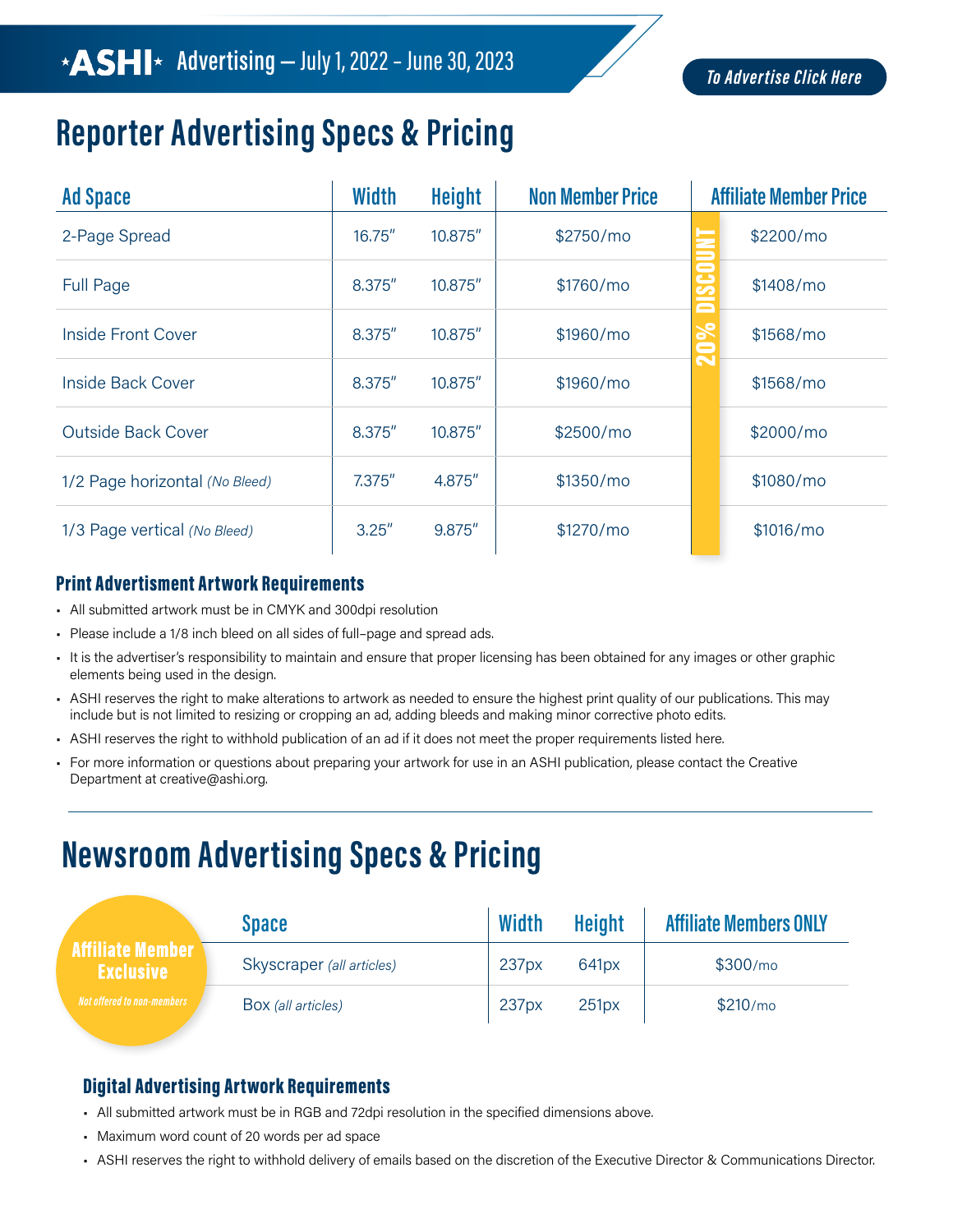★ASHI★ Advertising — July 1, 2022 - June 30, 2023

To Advertise Click Here

# Reporter Advertising Specs & Pricing

| Ad Space | Width | Height | Non Member Price | | Affiliate Member Price |
|---|---|---|---|---|---|
| 2-Page Spread | 16.75" | 10.875" | $2750/mo | 20% DISCOUNT | $2200/mo |
| Full Page | 8.375" | 10.875" | $1760/mo | | $1408/mo |
| Inside Front Cover | 8.375" | 10.875" | $1960/mo | | $1568/mo |
| Inside Back Cover | 8.375" | 10.875" | $1960/mo | | $1568/mo |
| Outside Back Cover | 8.375" | 10.875" | $2500/mo | | $2000/mo |
| 1/2 Page horizontal *(No Bleed)* | 7.375" | 4.875" | $1350/mo | | $1080/mo |
| 1/3 Page vertical *(No Bleed)* | 3.25" | 9.875" | $1270/mo | | $1016/mo |

### Print Advertisment Artwork Requirements

- All submitted artwork must be in CMYK and 300dpi resolution
- Please include a 1/8 inch bleed on all sides of full-page and spread ads.
- It is the advertiser's responsibility to maintain and ensure that proper licensing has been obtained for any images or other graphic elements being used in the design.
- ASHI reserves the right to make alterations to artwork as needed to ensure the highest print quality of our publications. This may include but is not limited to resizing or cropping an ad, adding bleeds and making minor corrective photo edits.
- ASHI reserves the right to withhold publication of an ad if it does not meet the proper requirements listed here.
- For more information or questions about preparing your artwork for use in an ASHI publication, please contact the Creative Department at creative@ashi.org.

# Newsroom Advertising Specs & Pricing

**Affiliate Member Exclusive**

*Not offered to non-members*

| Space | Width | Height | Affiliate Members ONLY |
|---|---|---|---|
| Skyscraper *(all articles)* | 237px | 641px | $300/mo |
| Box *(all articles)* | 237px | 251px | $210/mo |

### Digital Advertising Artwork Requirements

- All submitted artwork must be in RGB and 72dpi resolution in the specified dimensions above.
- Maximum word count of 20 words per ad space
- ASHI reserves the right to withhold delivery of emails based on the discretion of the Executive Director & Communications Director.